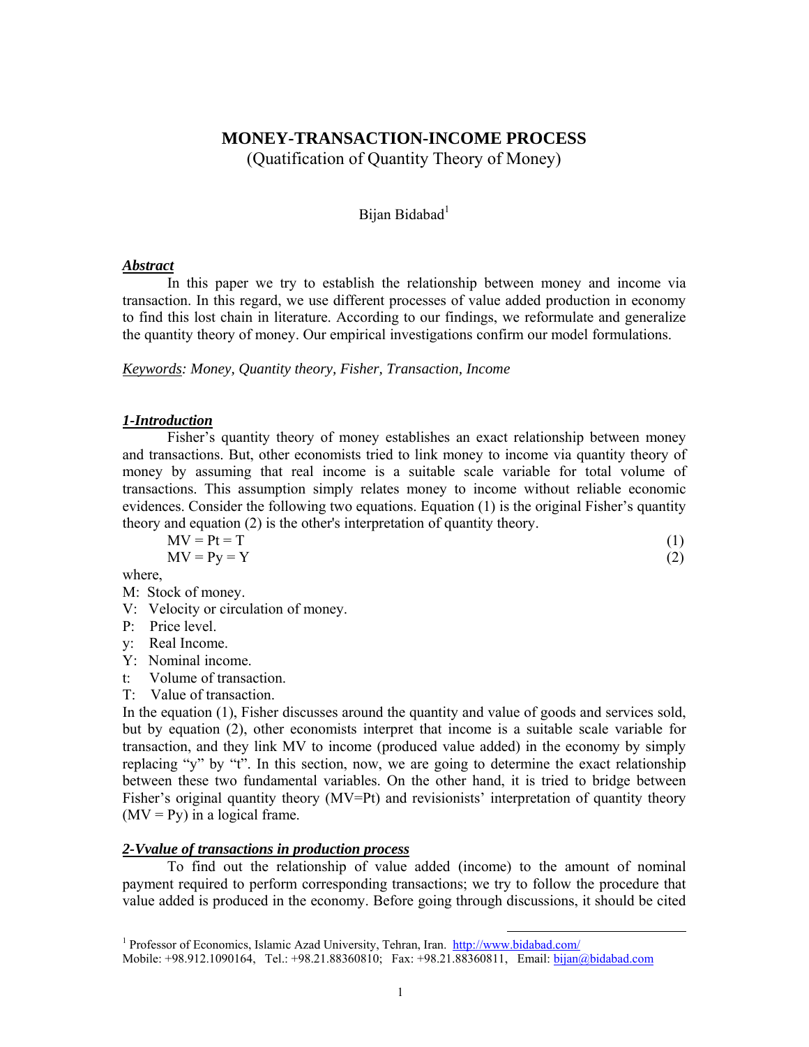# MONEY-TRANSACTION-INCOME PROCESS

(Quatification of Quantity Theory of Money)

Bijan Bidabad[1]

***Abstract***

In this paper we try to establish the relationship between money and income via transaction. In this regard, we use different processes of value added production in economy to find this lost chain in literature. According to our findings, we reformulate and generalize the quantity theory of money. Our empirical investigations confirm our model formulations.

*Keywords: Money, Quantity theory, Fisher, Transaction, Income*

## ***1-Introduction***

Fisher's quantity theory of money establishes an exact relationship between money and transactions. But, other economists tried to link money to income via quantity theory of money by assuming that real income is a suitable scale variable for total volume of transactions. This assumption simply relates money to income without reliable economic evidences. Consider the following two equations. Equation (1) is the original Fisher's quantity theory and equation (2) is the other's interpretation of quantity theory.

$$MV = Pt = T \tag{1}$$

$$MV = Py = Y \tag{2}$$

where,

M: Stock of money.
V: Velocity or circulation of money.
P: Price level.
y: Real Income.
Y: Nominal income.
t: Volume of transaction.
T: Value of transaction.

In the equation (1), Fisher discusses around the quantity and value of goods and services sold, but by equation (2), other economists interpret that income is a suitable scale variable for transaction, and they link MV to income (produced value added) in the economy by simply replacing "y" by "t". In this section, now, we are going to determine the exact relationship between these two fundamental variables. On the other hand, it is tried to bridge between Fisher's original quantity theory (MV=Pt) and revisionists' interpretation of quantity theory (MV = Py) in a logical frame.

## ***2-Vvalue of transactions in production process***

To find out the relationship of value added (income) to the amount of nominal payment required to perform corresponding transactions; we try to follow the procedure that value added is produced in the economy. Before going through discussions, it should be cited

---

[1] Professor of Economics, Islamic Azad University, Tehran, Iran. http://www.bidabad.com/
Mobile: +98.912.1090164, Tel.: +98.21.88360810; Fax: +98.21.88360811, Email: bijan@bidabad.com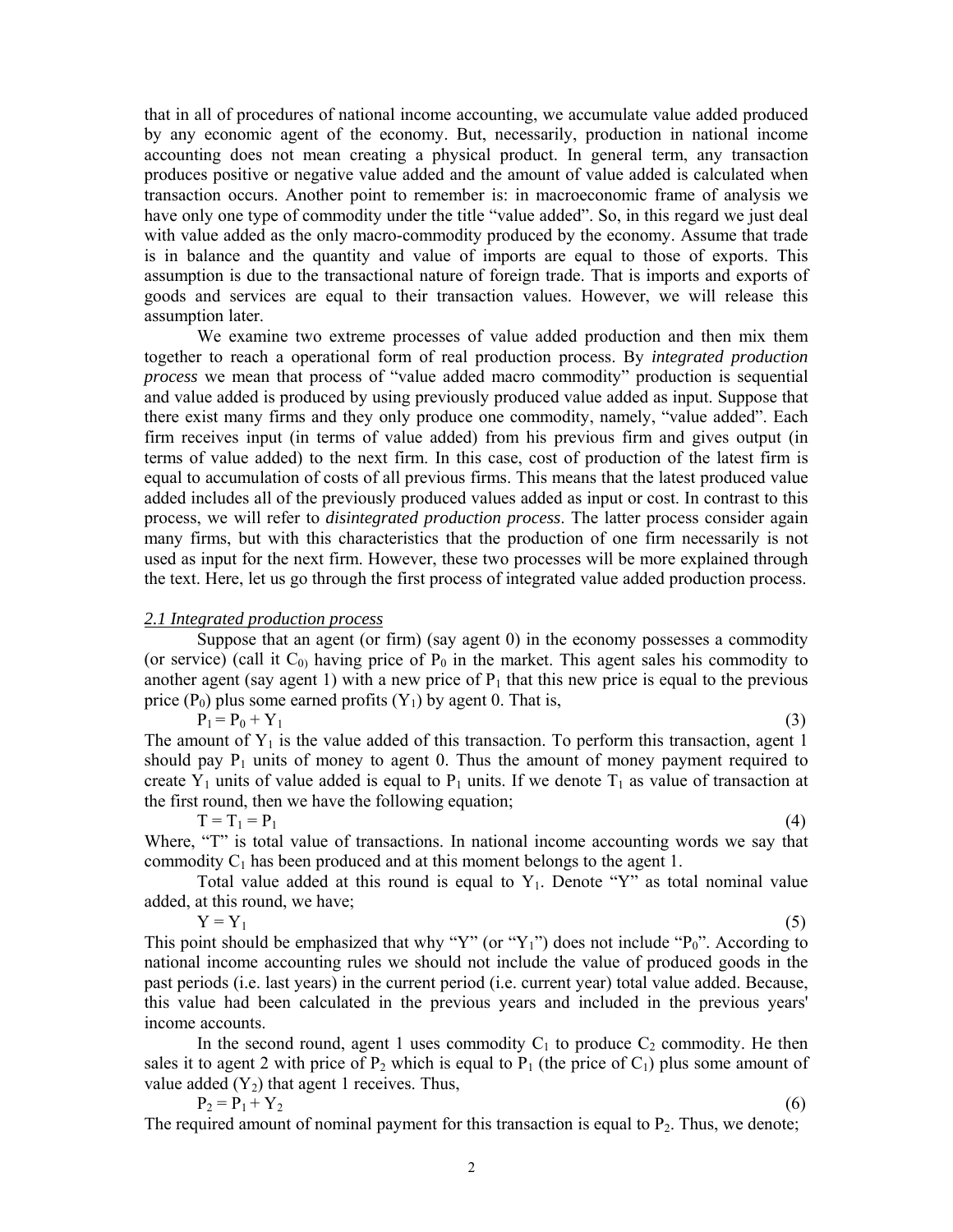that in all of procedures of national income accounting, we accumulate value added produced by any economic agent of the economy. But, necessarily, production in national income accounting does not mean creating a physical product. In general term, any transaction produces positive or negative value added and the amount of value added is calculated when transaction occurs. Another point to remember is: in macroeconomic frame of analysis we have only one type of commodity under the title "value added". So, in this regard we just deal with value added as the only macro-commodity produced by the economy. Assume that trade is in balance and the quantity and value of imports are equal to those of exports. This assumption is due to the transactional nature of foreign trade. That is imports and exports of goods and services are equal to their transaction values. However, we will release this assumption later.

We examine two extreme processes of value added production and then mix them together to reach a operational form of real production process. By *integrated production process* we mean that process of "value added macro commodity" production is sequential and value added is produced by using previously produced value added as input. Suppose that there exist many firms and they only produce one commodity, namely, "value added". Each firm receives input (in terms of value added) from his previous firm and gives output (in terms of value added) to the next firm. In this case, cost of production of the latest firm is equal to accumulation of costs of all previous firms. This means that the latest produced value added includes all of the previously produced values added as input or cost. In contrast to this process, we will refer to *disintegrated production process*. The latter process consider again many firms, but with this characteristics that the production of one firm necessarily is not used as input for the next firm. However, these two processes will be more explained through the text. Here, let us go through the first process of integrated value added production process.

### *2.1 Integrated production process*

Suppose that an agent (or firm) (say agent 0) in the economy possesses a commodity (or service) (call it $C_0$) having price of $P_0$ in the market. This agent sales his commodity to another agent (say agent 1) with a new price of $P_1$ that this new price is equal to the previous price ($P_0$) plus some earned profits ($Y_1$) by agent 0. That is,

$$P_1 = P_0 + Y_1 \tag{3}$$

The amount of $Y_1$ is the value added of this transaction. To perform this transaction, agent 1 should pay $P_1$ units of money to agent 0. Thus the amount of money payment required to create $Y_1$ units of value added is equal to $P_1$ units. If we denote $T_1$ as value of transaction at the first round, then we have the following equation;

$$T = T_1 = P_1 \tag{4}$$

Where, "T" is total value of transactions. In national income accounting words we say that commodity $C_1$ has been produced and at this moment belongs to the agent 1.

Total value added at this round is equal to $Y_1$. Denote "Y" as total nominal value added, at this round, we have;

$$Y = Y_1 \tag{5}$$

This point should be emphasized that why "Y" (or "$Y_1$") does not include "$P_0$". According to national income accounting rules we should not include the value of produced goods in the past periods (i.e. last years) in the current period (i.e. current year) total value added. Because, this value had been calculated in the previous years and included in the previous years' income accounts.

In the second round, agent 1 uses commodity $C_1$ to produce $C_2$ commodity. He then sales it to agent 2 with price of $P_2$ which is equal to $P_1$ (the price of $C_1$) plus some amount of value added ($Y_2$) that agent 1 receives. Thus,

$$P_2 = P_1 + Y_2 \tag{6}$$

The required amount of nominal payment for this transaction is equal to $P_2$. Thus, we denote;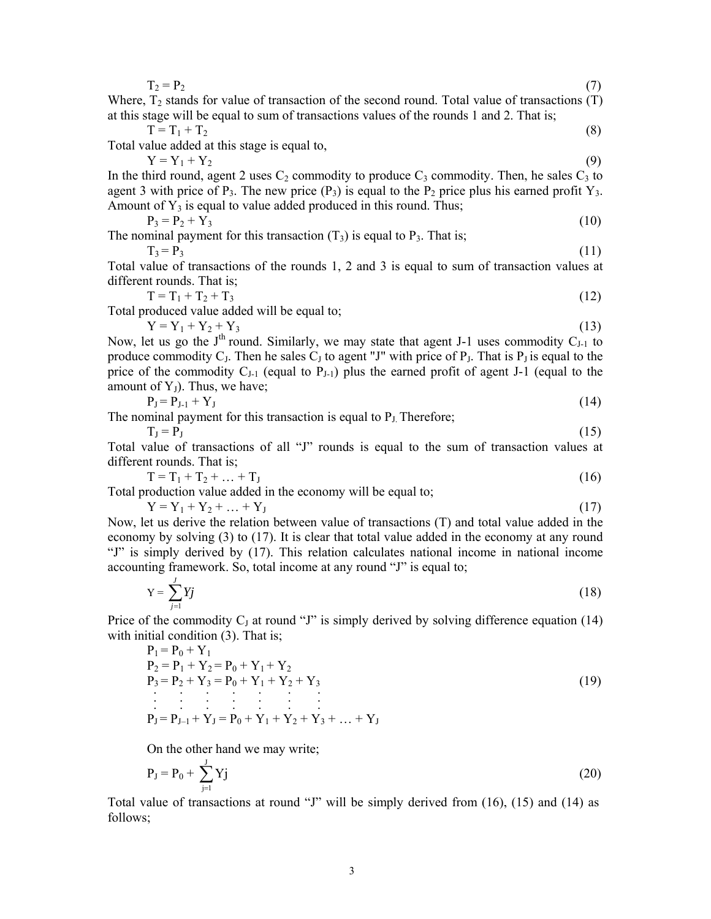$$T_2 = P_2 \tag{7}$$

Where, $T_2$ stands for value of transaction of the second round. Total value of transactions (T) at this stage will be equal to sum of transactions values of the rounds 1 and 2. That is;

$$T = T_1 + T_2 \tag{8}$$

Total value added at this stage is equal to,

$$Y = Y_1 + Y_2 \tag{9}$$

In the third round, agent 2 uses $C_2$ commodity to produce $C_3$ commodity. Then, he sales $C_3$ to agent 3 with price of $P_3$. The new price ($P_3$) is equal to the $P_2$ price plus his earned profit $Y_3$. Amount of $Y_3$ is equal to value added produced in this round. Thus;

$$P_3 = P_2 + Y_3 \tag{10}$$

The nominal payment for this transaction ($T_3$) is equal to $P_3$. That is;

$$T_3 = P_3 \tag{11}$$

Total value of transactions of the rounds 1, 2 and 3 is equal to sum of transaction values at different rounds. That is;

$$T = T_1 + T_2 + T_3 \tag{12}$$

Total produced value added will be equal to;

$$Y = Y_1 + Y_2 + Y_3 \tag{13}$$

Now, let us go the $J^{th}$ round. Similarly, we may state that agent J-1 uses commodity $C_{J-1}$ to produce commodity $C_J$. Then he sales $C_J$ to agent "J" with price of $P_J$. That is $P_J$ is equal to the price of the commodity $C_{J-1}$ (equal to $P_{J-1}$) plus the earned profit of agent J-1 (equal to the amount of $Y_J$). Thus, we have;

$$P_J = P_{J-1} + Y_J \tag{14}$$

The nominal payment for this transaction is equal to $P_J$. Therefore;

$$T_J = P_J \tag{15}$$

Total value of transactions of all "J" rounds is equal to the sum of transaction values at different rounds. That is;

$$T = T_1 + T_2 + \ldots + T_J \tag{16}$$

Total production value added in the economy will be equal to;

$$Y = Y_1 + Y_2 + \ldots + Y_J \tag{17}$$

Now, let us derive the relation between value of transactions (T) and total value added in the economy by solving (3) to (17). It is clear that total value added in the economy at any round "J" is simply derived by (17). This relation calculates national income in national income accounting framework. So, total income at any round "J" is equal to;

$$Y = \sum_{j=1}^{J} Yj \tag{18}$$

Price of the commodity $C_J$ at round "J" is simply derived by solving difference equation (14) with initial condition (3). That is;

$$\begin{aligned}
P_1 &= P_0 + Y_1 \\
P_2 &= P_1 + Y_2 = P_0 + Y_1 + Y_2 \\
P_3 &= P_2 + Y_3 = P_0 + Y_1 + Y_2 + Y_3 \\
&\vdots \\
P_J &= P_{J-1} + Y_J = P_0 + Y_1 + Y_2 + Y_3 + \ldots + Y_J
\end{aligned} \tag{19}$$

On the other hand we may write;

$$P_J = P_0 + \sum_{j=1}^{J} Yj \tag{20}$$

Total value of transactions at round "J" will be simply derived from (16), (15) and (14) as follows;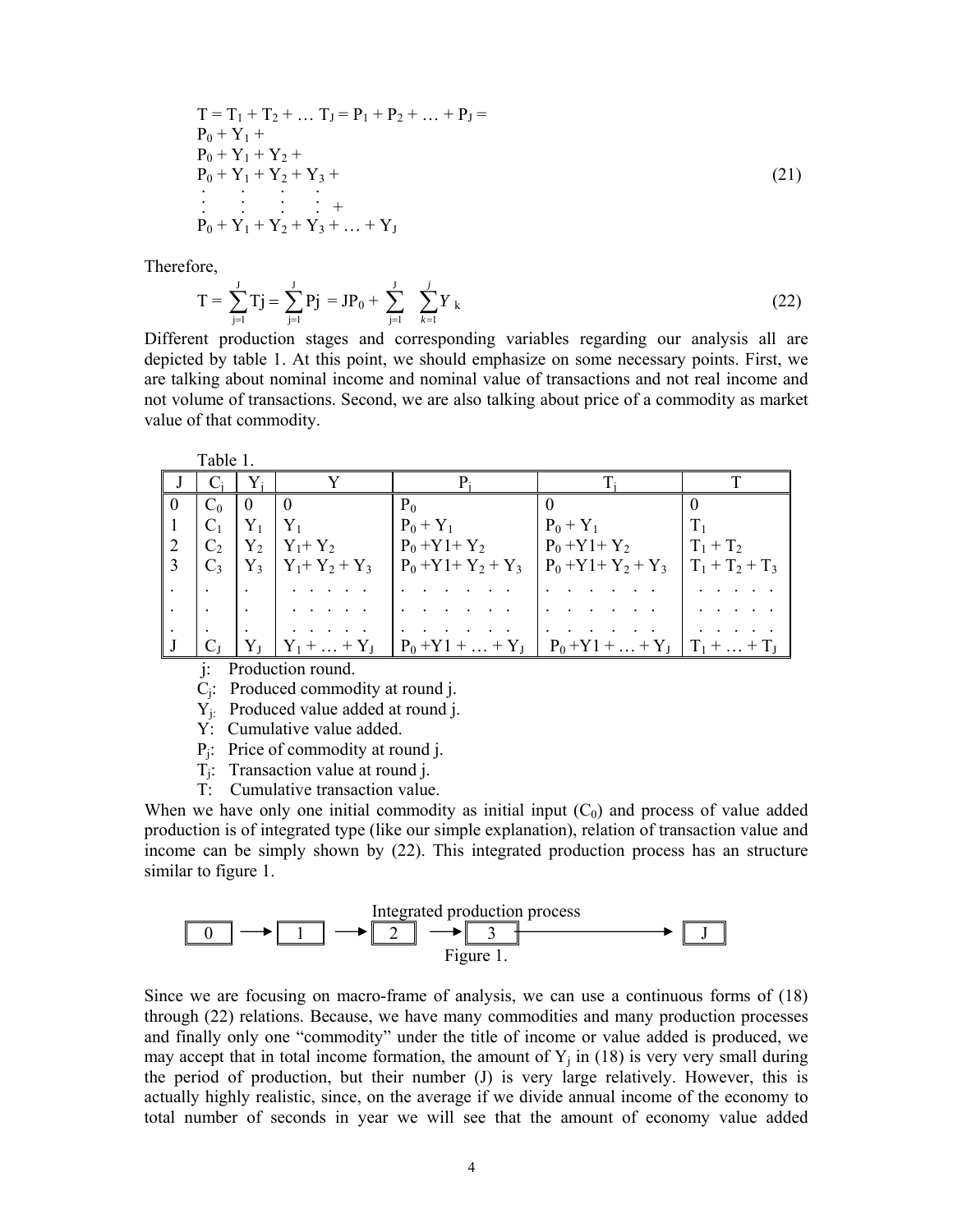$$
\begin{aligned}
T = T_1 + T_2 + \ldots T_J = P_1 + P_2 + \ldots + P_J = \\
P_0 + Y_1 + \\
P_0 + Y_1 + Y_2 + \\
P_0 + Y_1 + Y_2 + Y_3 + \\
\vdots \quad \vdots \quad \vdots \quad \vdots \; + \\
P_0 + Y_1 + Y_2 + Y_3 + \ldots + Y_J
\end{aligned}
\tag{21}
$$

Therefore,

$$
T = \sum_{j=1}^{J} Tj = \sum_{j=1}^{J} Pj = JP_0 + \sum_{j=1}^{J} \sum_{k=1}^{j} Y_k \tag{22}
$$

Different production stages and corresponding variables regarding our analysis all are depicted by table 1. At this point, we should emphasize on some necessary points. First, we are talking about nominal income and nominal value of transactions and not real income and not volume of transactions. Second, we are also talking about price of a commodity as market value of that commodity.

Table 1.

| J | $C_j$ | $Y_j$ | Y | $P_j$ | $T_j$ | T |
|---|---|---|---|---|---|---|
| 0 | $C_0$ | 0 | 0 | $P_0$ | 0 | 0 |
| 1 | $C_1$ | $Y_1$ | $Y_1$ | $P_0 + Y_1$ | $P_0 + Y_1$ | $T_1$ |
| 2 | $C_2$ | $Y_2$ | $Y_1 + Y_2$ | $P_0 + Y1 + Y_2$ | $P_0 + Y1 + Y_2$ | $T_1 + T_2$ |
| 3 | $C_3$ | $Y_3$ | $Y_1 + Y_2 + Y_3$ | $P_0 + Y1 + Y_2 + Y_3$ | $P_0 + Y1 + Y_2 + Y_3$ | $T_1 + T_2 + T_3$ |
| . | . | . | . . . . . | . . . . . . . | . . . . . . . | . . . . . |
| . | . | . | . . . . . | . . . . . . . | . . . . . . . | . . . . . |
| . | . | . | . . . . . | . . . . . . . | . . . . . . . | . . . . . |
| J | $C_J$ | $Y_J$ | $Y_1 + \ldots + Y_J$ | $P_0 + Y1 + \ldots + Y_J$ | $P_0 + Y1 + \ldots + Y_J$ | $T_1 + \ldots + T_J$ |

j: Production round.
$C_j$: Produced commodity at round j.
$Y_j$: Produced value added at round j.
Y: Cumulative value added.
$P_j$: Price of commodity at round j.
$T_j$: Transaction value at round j.
T: Cumulative transaction value.

When we have only one initial commodity as initial input ($C_0$) and process of value added production is of integrated type (like our simple explanation), relation of transaction value and income can be simply shown by (22). This integrated production process has an structure similar to figure 1.

Integrated production process

0 → 1 → 2 → 3 → J

Figure 1.

Since we are focusing on macro-frame of analysis, we can use a continuous forms of (18) through (22) relations. Because, we have many commodities and many production processes and finally only one "commodity" under the title of income or value added is produced, we may accept that in total income formation, the amount of $Y_j$ in (18) is very very small during the period of production, but their number (J) is very large relatively. However, this is actually highly realistic, since, on the average if we divide annual income of the economy to total number of seconds in year we will see that the amount of economy value added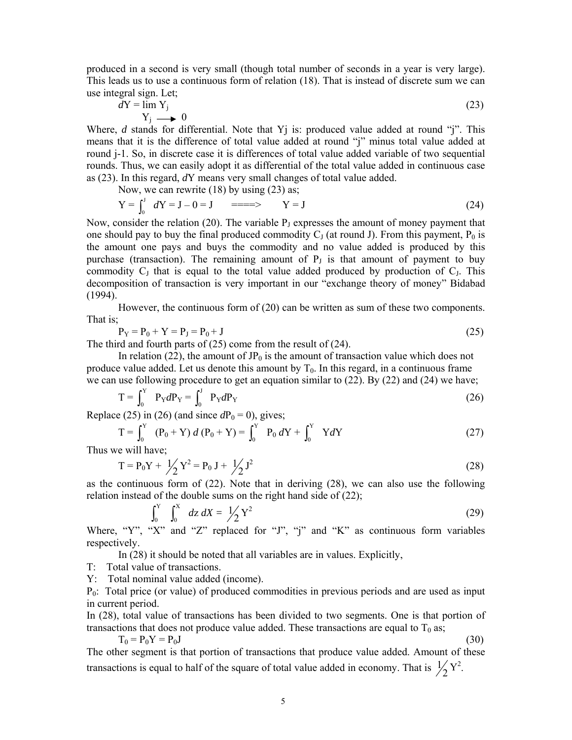produced in a second is very small (though total number of seconds in a year is very large). This leads us to use a continuous form of relation (18). That is instead of discrete sum we can use integral sign. Let;

$$dY = \lim_{Y_j \to 0} Y_j \tag{23}$$

Where, *d* stands for differential. Note that Yj is: produced value added at round "j". This means that it is the difference of total value added at round "j" minus total value added at round j-1. So, in discrete case it is differences of total value added variable of two sequential rounds. Thus, we can easily adopt it as differential of the total value added in continuous case as (23). In this regard, *d*Y means very small changes of total value added.

Now, we can rewrite (18) by using (23) as;

$$Y = \int_0^J dY = J - 0 = J \quad \text{====>} \quad Y = J \tag{24}$$

Now, consider the relation (20). The variable $P_J$ expresses the amount of money payment that one should pay to buy the final produced commodity $C_J$ (at round J). From this payment, $P_0$ is the amount one pays and buys the commodity and no value added is produced by this purchase (transaction). The remaining amount of $P_J$ is that amount of payment to buy commodity $C_J$ that is equal to the total value added produced by production of $C_J$. This decomposition of transaction is very important in our "exchange theory of money" Bidabad (1994).

However, the continuous form of (20) can be written as sum of these two components. That is;

$$P_Y = P_0 + Y = P_J = P_0 + J \tag{25}$$

The third and fourth parts of (25) come from the result of (24).

In relation (22), the amount of $JP_0$ is the amount of transaction value which does not produce value added. Let us denote this amount by $T_0$. In this regard, in a continuous frame we can use following procedure to get an equation similar to (22). By (22) and (24) we have;

$$T = \int_0^Y P_Y dP_Y = \int_0^J P_Y dP_Y \tag{26}$$

Replace (25) in (26) (and since $dP_0 = 0$), gives;

$$T = \int_0^Y (P_0 + Y)\, d\,(P_0 + Y) = \int_0^Y P_0\, dY + \int_0^Y Y dY \tag{27}$$

Thus we will have;

$$T = P_0 Y + \tfrac{1}{2} Y^2 = P_0\, J + \tfrac{1}{2} J^2 \tag{28}$$

as the continuous form of (22). Note that in deriving (28), we can also use the following relation instead of the double sums on the right hand side of (22);

$$\int_0^Y \int_0^X dz\, dX = \tfrac{1}{2} Y^2 \tag{29}$$

Where, "Y", "X" and "Z" replaced for "J", "j" and "K" as continuous form variables respectively.

In (28) it should be noted that all variables are in values. Explicitly,

T: Total value of transactions.

Y: Total nominal value added (income).

$P_0$: Total price (or value) of produced commodities in previous periods and are used as input in current period.

In (28), total value of transactions has been divided to two segments. One is that portion of transactions that does not produce value added. These transactions are equal to $T_0$ as;

$$T_0 = P_0 Y = P_0 J \tag{30}$$

The other segment is that portion of transactions that produce value added. Amount of these transactions is equal to half of the square of total value added in economy. That is $\tfrac{1}{2} Y^2$.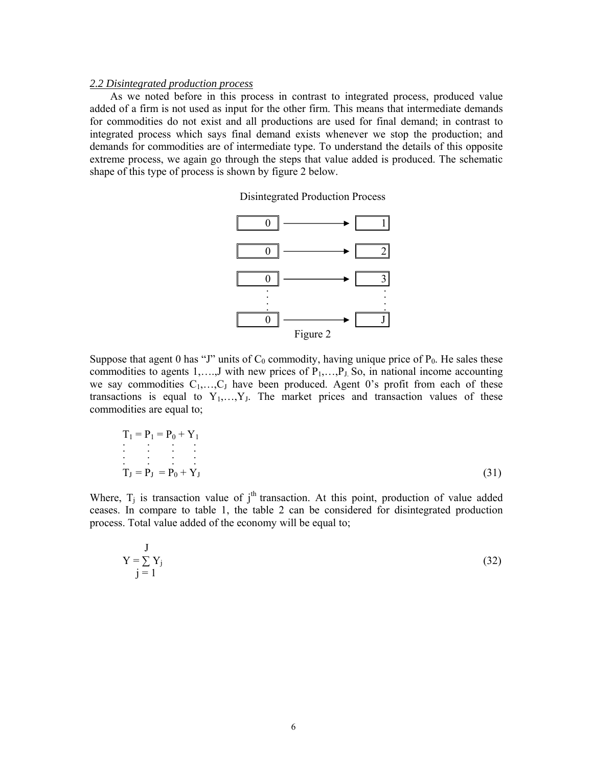*2.2 Disintegrated production process*

As we noted before in this process in contrast to integrated process, produced value added of a firm is not used as input for the other firm. This means that intermediate demands for commodities do not exist and all productions are used for final demand; in contrast to integrated process which says final demand exists whenever we stop the production; and demands for commodities are of intermediate type. To understand the details of this opposite extreme process, we again go through the steps that value added is produced. The schematic shape of this type of process is shown by figure 2 below.

Disintegrated Production Process

| | | |
|---|---|---|
| 0 | ⟶ | 1 |
| 0 | ⟶ | 2 |
| 0 | ⟶ | 3 |
| ⋮ | | ⋮ |
| 0 | ⟶ | J |

Figure 2

Suppose that agent 0 has "J" units of $C_0$ commodity, having unique price of $P_0$. He sales these commodities to agents 1,….,J with new prices of $P_1,\ldots,P_J$. So, in national income accounting we say commodities $C_1,\ldots,C_J$ have been produced. Agent 0's profit from each of these transactions is equal to $Y_1,\ldots,Y_J$. The market prices and transaction values of these commodities are equal to;

$$
\begin{aligned}
T_1 &= P_1 = P_0 + Y_1 \\
&\vdots \\
T_J &= P_J = P_0 + Y_J
\end{aligned}
\tag{31}
$$

Where, $T_j$ is transaction value of $j^{th}$ transaction. At this point, production of value added ceases. In compare to table 1, the table 2 can be considered for disintegrated production process. Total value added of the economy will be equal to;

$$
Y = \sum_{j=1}^{J} Y_j \tag{32}
$$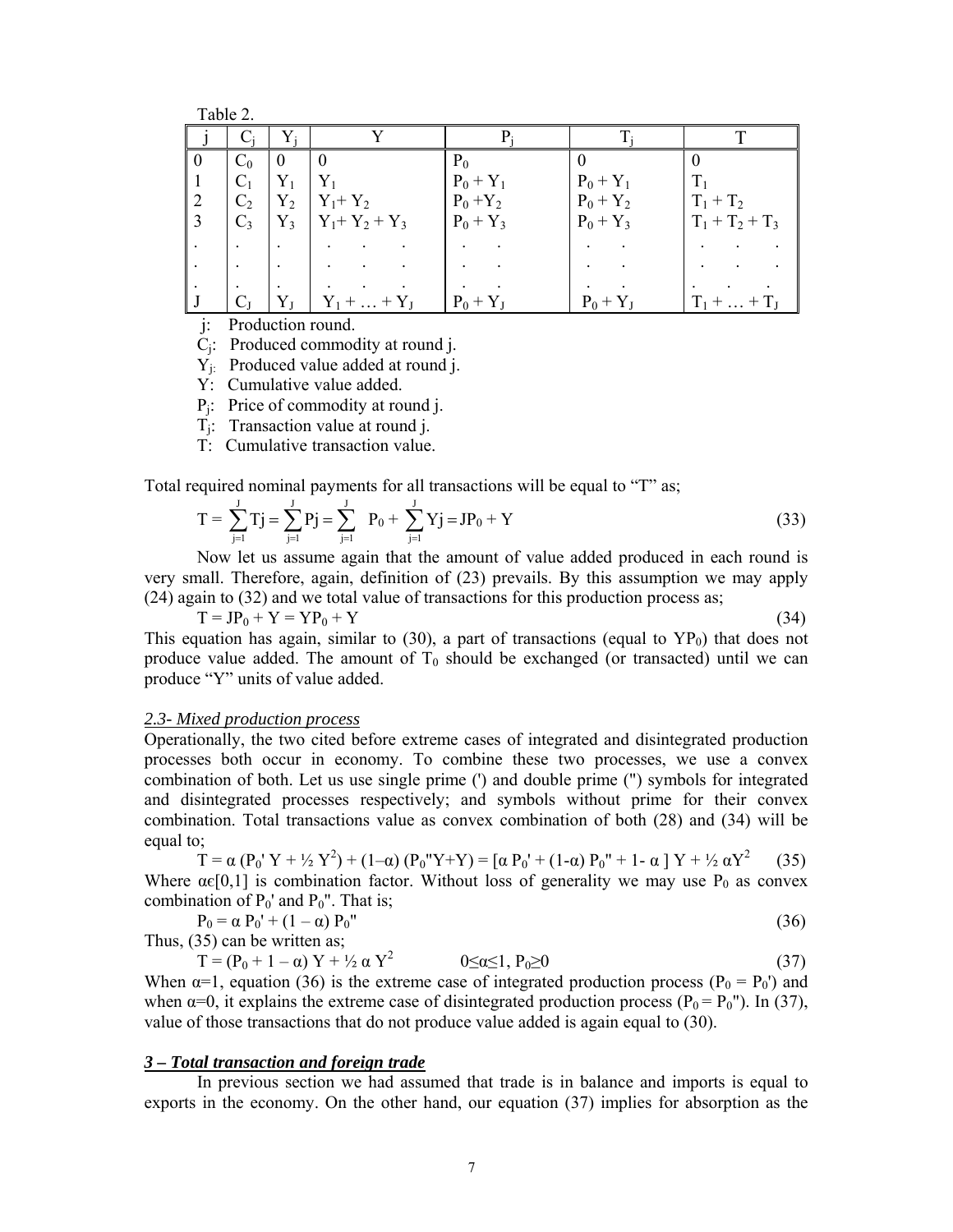Table 2.

| j | $C_j$ | $Y_j$ | Y | $P_j$ | $T_j$ | T |
|---|---|---|---|---|---|---|
| 0 | $C_0$ | 0 | 0 | $P_0$ | 0 | 0 |
| 1 | $C_1$ | $Y_1$ | $Y_1$ | $P_0 + Y_1$ | $P_0 + Y_1$ | $T_1$ |
| 2 | $C_2$ | $Y_2$ | $Y_1 + Y_2$ | $P_0 + Y_2$ | $P_0 + Y_2$ | $T_1 + T_2$ |
| 3 | $C_3$ | $Y_3$ | $Y_1 + Y_2 + Y_3$ | $P_0 + Y_3$ | $P_0 + Y_3$ | $T_1 + T_2 + T_3$ |
| . | . | . | . . . | . . | . . | . . . |
| . | . | . | . . . | . . | . . | . . . |
| . | . | . | . . . | . . | . . | . . . |
| J | $C_J$ | $Y_J$ | $Y_1 + \ldots + Y_J$ | $P_0 + Y_J$ | $P_0 + Y_J$ | $T_1 + \ldots + T_J$ |

j: Production round.
$C_j$: Produced commodity at round j.
$Y_j$: Produced value added at round j.
Y: Cumulative value added.
$P_j$: Price of commodity at round j.
$T_j$: Transaction value at round j.
T: Cumulative transaction value.

Total required nominal payments for all transactions will be equal to "T" as;

$$T = \sum_{j=1}^{J} Tj = \sum_{j=1}^{J} Pj = \sum_{j=1}^{J} P_0 + \sum_{j=1}^{J} Yj = JP_0 + Y \tag{33}$$

Now let us assume again that the amount of value added produced in each round is very small. Therefore, again, definition of (23) prevails. By this assumption we may apply (24) again to (32) and we total value of transactions for this production process as;

$$T = JP_0 + Y = YP_0 + Y \tag{34}$$

This equation has again, similar to (30), a part of transactions (equal to $YP_0$) that does not produce value added. The amount of $T_0$ should be exchanged (or transacted) until we can produce "Y" units of value added.

### *2.3- Mixed production process*

Operationally, the two cited before extreme cases of integrated and disintegrated production processes both occur in economy. To combine these two processes, we use a convex combination of both. Let us use single prime (') and double prime (") symbols for integrated and disintegrated processes respectively; and symbols without prime for their convex combination. Total transactions value as convex combination of both (28) and (34) will be equal to;

$$T = \alpha\,(P_0'\,Y + ½\,Y^2) + (1-\alpha)\,(P_0''Y+Y) = [\alpha\,P_0' + (1-\alpha)\,P_0'' + 1-\alpha\,]\,Y + ½\,\alpha Y^2 \tag{35}$$

Where $\alpha\epsilon[0,1]$ is combination factor. Without loss of generality we may use $P_0$ as convex combination of $P_0'$ and $P_0''$. That is;

$$P_0 = \alpha\,P_0' + (1-\alpha)\,P_0'' \tag{36}$$

Thus, (35) can be written as;

$$T = (P_0 + 1-\alpha)\,Y + ½\,\alpha\,Y^2 \qquad 0\leq\alpha\leq 1,\ P_0\geq 0 \tag{37}$$

When $\alpha$=1, equation (36) is the extreme case of integrated production process ($P_0 = P_0'$) and when $\alpha$=0, it explains the extreme case of disintegrated production process ($P_0 = P_0''$). In (37), value of those transactions that do not produce value added is again equal to (30).

## ***3 – Total transaction and foreign trade***

In previous section we had assumed that trade is in balance and imports is equal to exports in the economy. On the other hand, our equation (37) implies for absorption as the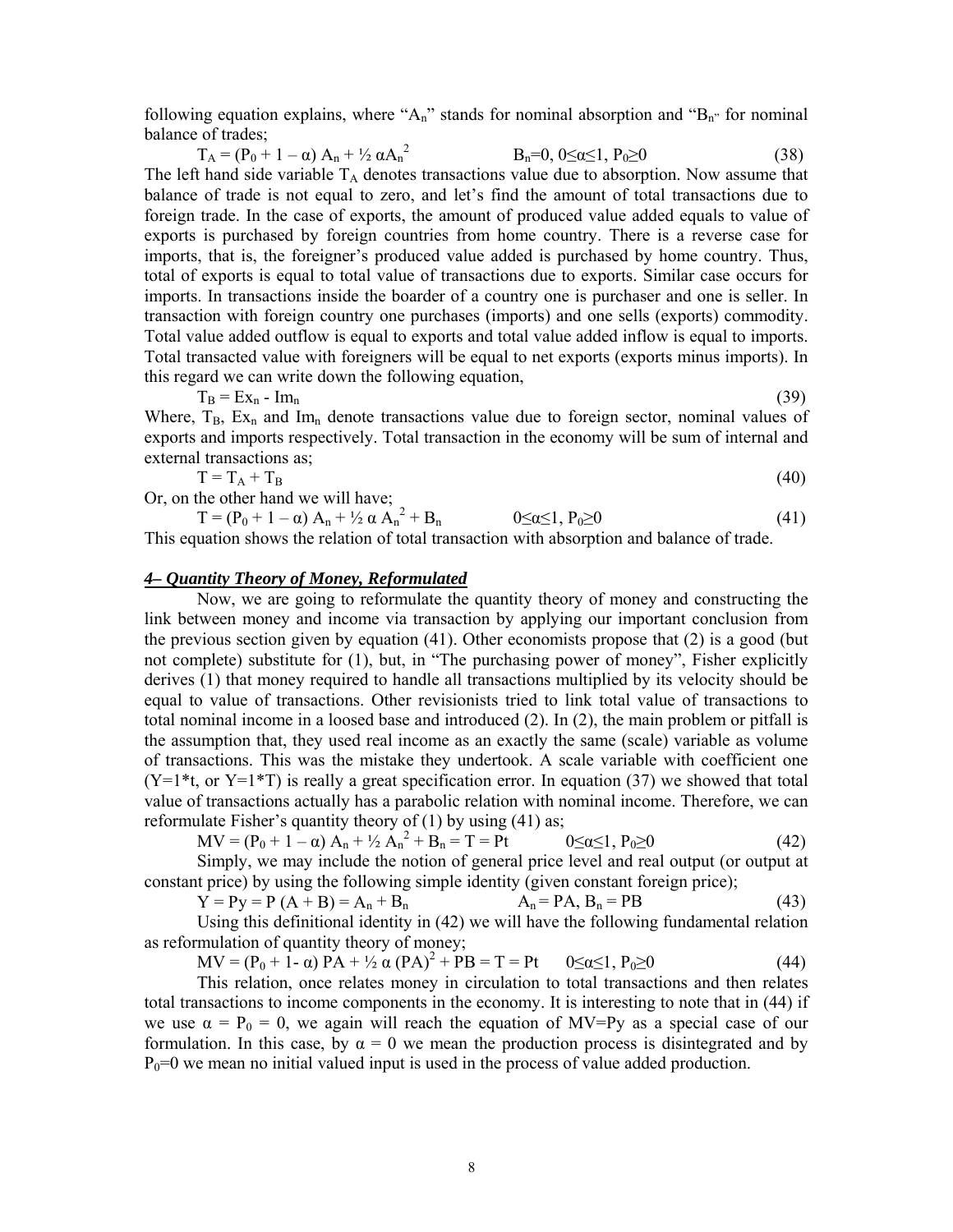following equation explains, where "$A_n$" stands for nominal absorption and "$B_n$" for nominal balance of trades;

$$T_A = (P_0 + 1 - \alpha) A_n + \frac{1}{2} \alpha A_n^2 \qquad B_n=0,\ 0\leq\alpha\leq 1,\ P_0\geq 0 \qquad (38)$$

The left hand side variable $T_A$ denotes transactions value due to absorption. Now assume that balance of trade is not equal to zero, and let's find the amount of total transactions due to foreign trade. In the case of exports, the amount of produced value added equals to value of exports is purchased by foreign countries from home country. There is a reverse case for imports, that is, the foreigner's produced value added is purchased by home country. Thus, total of exports is equal to total value of transactions due to exports. Similar case occurs for imports. In transactions inside the boarder of a country one is purchaser and one is seller. In transaction with foreign country one purchases (imports) and one sells (exports) commodity. Total value added outflow is equal to exports and total value added inflow is equal to imports. Total transacted value with foreigners will be equal to net exports (exports minus imports). In this regard we can write down the following equation,

$$T_B = Ex_n - Im_n \qquad (39)$$

Where, $T_B$, $Ex_n$ and $Im_n$ denote transactions value due to foreign sector, nominal values of exports and imports respectively. Total transaction in the economy will be sum of internal and external transactions as;

$$T = T_A + T_B \qquad (40)$$

Or, on the other hand we will have;

$$T = (P_0 + 1 - \alpha) A_n + \frac{1}{2} \alpha A_n^2 + B_n \qquad 0\leq\alpha\leq 1,\ P_0\geq 0 \qquad (41)$$

This equation shows the relation of total transaction with absorption and balance of trade.

## *4– Quantity Theory of Money, Reformulated*

Now, we are going to reformulate the quantity theory of money and constructing the link between money and income via transaction by applying our important conclusion from the previous section given by equation (41). Other economists propose that (2) is a good (but not complete) substitute for (1), but, in "The purchasing power of money", Fisher explicitly derives (1) that money required to handle all transactions multiplied by its velocity should be equal to value of transactions. Other revisionists tried to link total value of transactions to total nominal income in a loosed base and introduced (2). In (2), the main problem or pitfall is the assumption that, they used real income as an exactly the same (scale) variable as volume of transactions. This was the mistake they undertook. A scale variable with coefficient one ($Y=1*t$, or $Y=1*T$) is really a great specification error. In equation (37) we showed that total value of transactions actually has a parabolic relation with nominal income. Therefore, we can reformulate Fisher's quantity theory of (1) by using (41) as;

$$MV = (P_0 + 1 - \alpha) A_n + \frac{1}{2} A_n^2 + B_n = T = Pt \qquad 0\leq\alpha\leq 1,\ P_0\geq 0 \qquad (42)$$

Simply, we may include the notion of general price level and real output (or output at constant price) by using the following simple identity (given constant foreign price);

$$Y = Py = P(A + B) = A_n + B_n \qquad A_n = PA,\ B_n = PB \qquad (43)$$

Using this definitional identity in (42) we will have the following fundamental relation as reformulation of quantity theory of money;

$$MV = (P_0 + 1 - \alpha) PA + \frac{1}{2} \alpha (PA)^2 + PB = T = Pt \qquad 0\leq\alpha\leq 1,\ P_0\geq 0 \qquad (44)$$

This relation, once relates money in circulation to total transactions and then relates total transactions to income components in the economy. It is interesting to note that in (44) if we use $\alpha = P_0 = 0$, we again will reach the equation of $MV=Py$ as a special case of our formulation. In this case, by $\alpha = 0$ we mean the production process is disintegrated and by $P_0=0$ we mean no initial valued input is used in the process of value added production.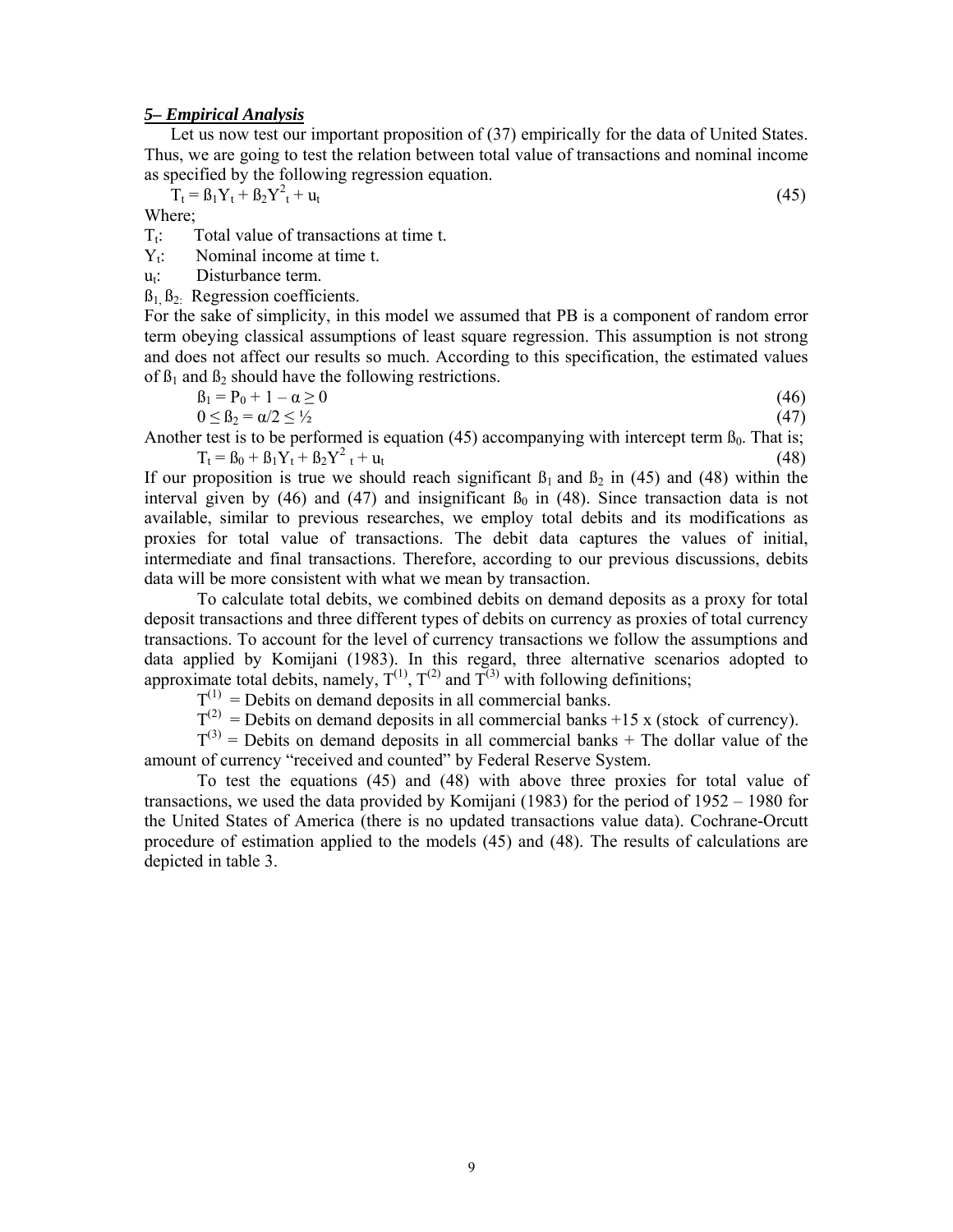### *5– Empirical Analysis*

Let us now test our important proposition of (37) empirically for the data of United States. Thus, we are going to test the relation between total value of transactions and nominal income as specified by the following regression equation.

$$T_t = \beta_1 Y_t + \beta_2 Y^2_t + u_t \tag{45}$$

Where;

$T_t$: Total value of transactions at time t.

$Y_t$: Nominal income at time t.

$u_t$: Disturbance term.

$\beta_1, \beta_2$: Regression coefficients.

For the sake of simplicity, in this model we assumed that PB is a component of random error term obeying classical assumptions of least square regression. This assumption is not strong and does not affect our results so much. According to this specification, the estimated values of $\beta_1$ and $\beta_2$ should have the following restrictions.

$$\beta_1 = P_0 + 1 - \alpha \geq 0 \tag{46}$$

$$0 \leq \beta_2 = \alpha/2 \leq ½ \tag{47}$$

Another test is to be performed is equation (45) accompanying with intercept term $\beta_0$. That is;

$$T_t = \beta_0 + \beta_1 Y_t + \beta_2 Y^2_t + u_t \tag{48}$$

If our proposition is true we should reach significant $\beta_1$ and $\beta_2$ in (45) and (48) within the interval given by (46) and (47) and insignificant $\beta_0$ in (48). Since transaction data is not available, similar to previous researches, we employ total debits and its modifications as proxies for total value of transactions. The debit data captures the values of initial, intermediate and final transactions. Therefore, according to our previous discussions, debits data will be more consistent with what we mean by transaction.

To calculate total debits, we combined debits on demand deposits as a proxy for total deposit transactions and three different types of debits on currency as proxies of total currency transactions. To account for the level of currency transactions we follow the assumptions and data applied by Komijani (1983). In this regard, three alternative scenarios adopted to approximate total debits, namely, $T^{(1)}$, $T^{(2)}$ and $T^{(3)}$ with following definitions;

$T^{(1)}$ = Debits on demand deposits in all commercial banks.

$T^{(2)}$ = Debits on demand deposits in all commercial banks +15 x (stock of currency).

$T^{(3)}$ = Debits on demand deposits in all commercial banks + The dollar value of the amount of currency "received and counted" by Federal Reserve System.

To test the equations (45) and (48) with above three proxies for total value of transactions, we used the data provided by Komijani (1983) for the period of 1952 – 1980 for the United States of America (there is no updated transactions value data). Cochrane-Orcutt procedure of estimation applied to the models (45) and (48). The results of calculations are depicted in table 3.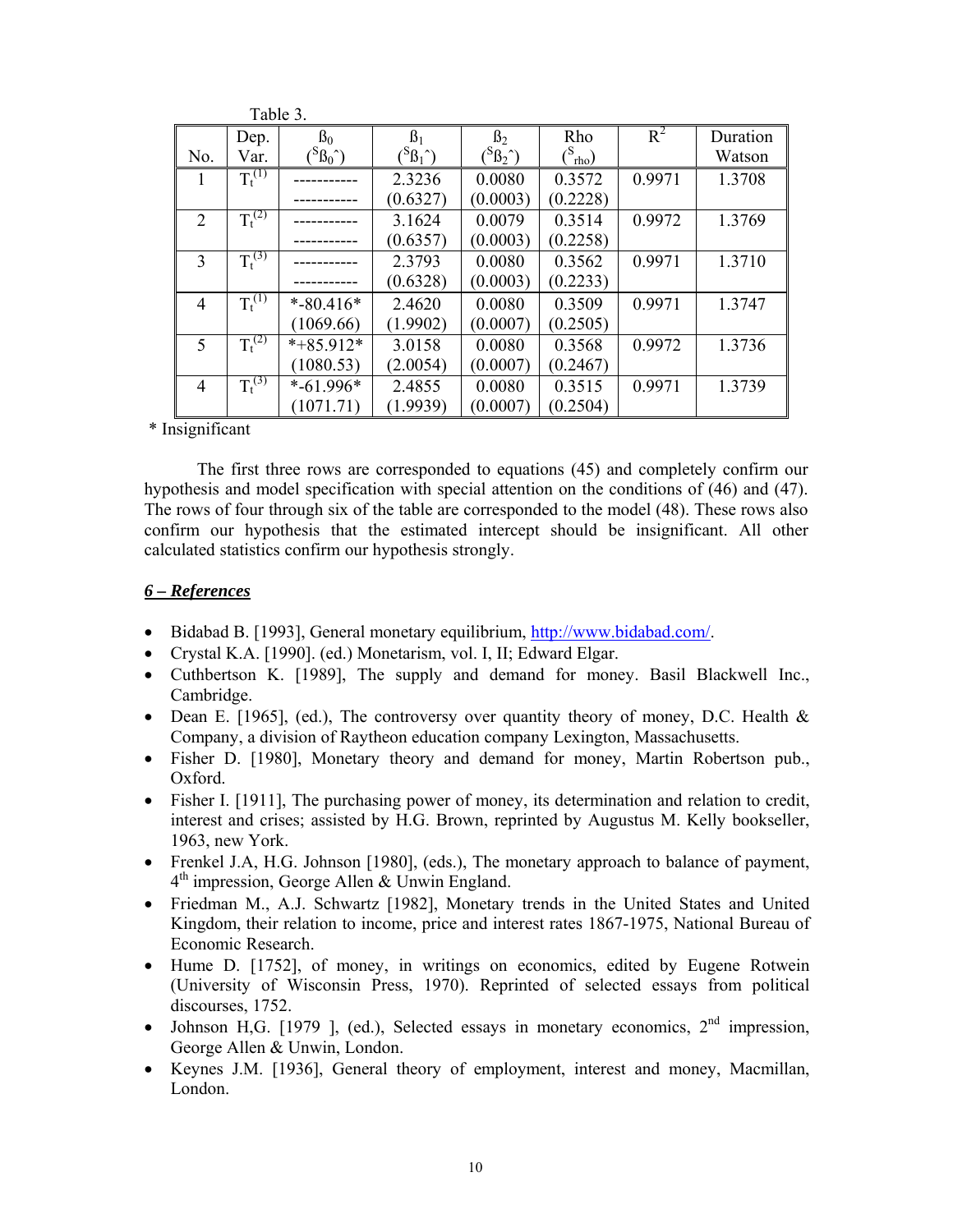Table 3.

| No. | Dep. Var. | $\beta_0$ ($^S\hat{\beta}_0$) | $\beta_1$ ($^S\hat{\beta}_1$) | $\beta_2$ ($^S\hat{\beta}_2$) | Rho ($^S_{rho}$) | $R^2$ | Duration Watson |
|---|---|---|---|---|---|---|---|
| 1 | $T_t^{(1)}$ | ----------- | 2.3236 | 0.0080 | 0.3572 | 0.9971 | 1.3708 |
| | | ----------- | (0.6327) | (0.0003) | (0.2228) | | |
| 2 | $T_t^{(2)}$ | ----------- | 3.1624 | 0.0079 | 0.3514 | 0.9972 | 1.3769 |
| | | ----------- | (0.6357) | (0.0003) | (0.2258) | | |
| 3 | $T_t^{(3)}$ | ----------- | 2.3793 | 0.0080 | 0.3562 | 0.9971 | 1.3710 |
| | | ----------- | (0.6328) | (0.0003) | (0.2233) | | |
| 4 | $T_t^{(1)}$ | *-80.416* | 2.4620 | 0.0080 | 0.3509 | 0.9971 | 1.3747 |
| | | (1069.66) | (1.9902) | (0.0007) | (0.2505) | | |
| 5 | $T_t^{(2)}$ | *+85.912* | 3.0158 | 0.0080 | 0.3568 | 0.9972 | 1.3736 |
| | | (1080.53) | (2.0054) | (0.0007) | (0.2467) | | |
| 4 | $T_t^{(3)}$ | *-61.996* | 2.4855 | 0.0080 | 0.3515 | 0.9971 | 1.3739 |
| | | (1071.71) | (1.9939) | (0.0007) | (0.2504) | | |

\* Insignificant

The first three rows are corresponded to equations (45) and completely confirm our hypothesis and model specification with special attention on the conditions of (46) and (47). The rows of four through six of the table are corresponded to the model (48). These rows also confirm our hypothesis that the estimated intercept should be insignificant. All other calculated statistics confirm our hypothesis strongly.

## *6 – References*

- Bidabad B. [1993], General monetary equilibrium, http://www.bidabad.com/.
- Crystal K.A. [1990]. (ed.) Monetarism, vol. I, II; Edward Elgar.
- Cuthbertson K. [1989], The supply and demand for money. Basil Blackwell Inc., Cambridge.
- Dean E. [1965], (ed.), The controversy over quantity theory of money, D.C. Health & Company, a division of Raytheon education company Lexington, Massachusetts.
- Fisher D. [1980], Monetary theory and demand for money, Martin Robertson pub., Oxford.
- Fisher I. [1911], The purchasing power of money, its determination and relation to credit, interest and crises; assisted by H.G. Brown, reprinted by Augustus M. Kelly bookseller, 1963, new York.
- Frenkel J.A, H.G. Johnson [1980], (eds.), The monetary approach to balance of payment, 4th impression, George Allen & Unwin England.
- Friedman M., A.J. Schwartz [1982], Monetary trends in the United States and United Kingdom, their relation to income, price and interest rates 1867-1975, National Bureau of Economic Research.
- Hume D. [1752], of money, in writings on economics, edited by Eugene Rotwein (University of Wisconsin Press, 1970). Reprinted of selected essays from political discourses, 1752.
- Johnson H,G. [1979 ], (ed.), Selected essays in monetary economics, 2nd impression, George Allen & Unwin, London.
- Keynes J.M. [1936], General theory of employment, interest and money, Macmillan, London.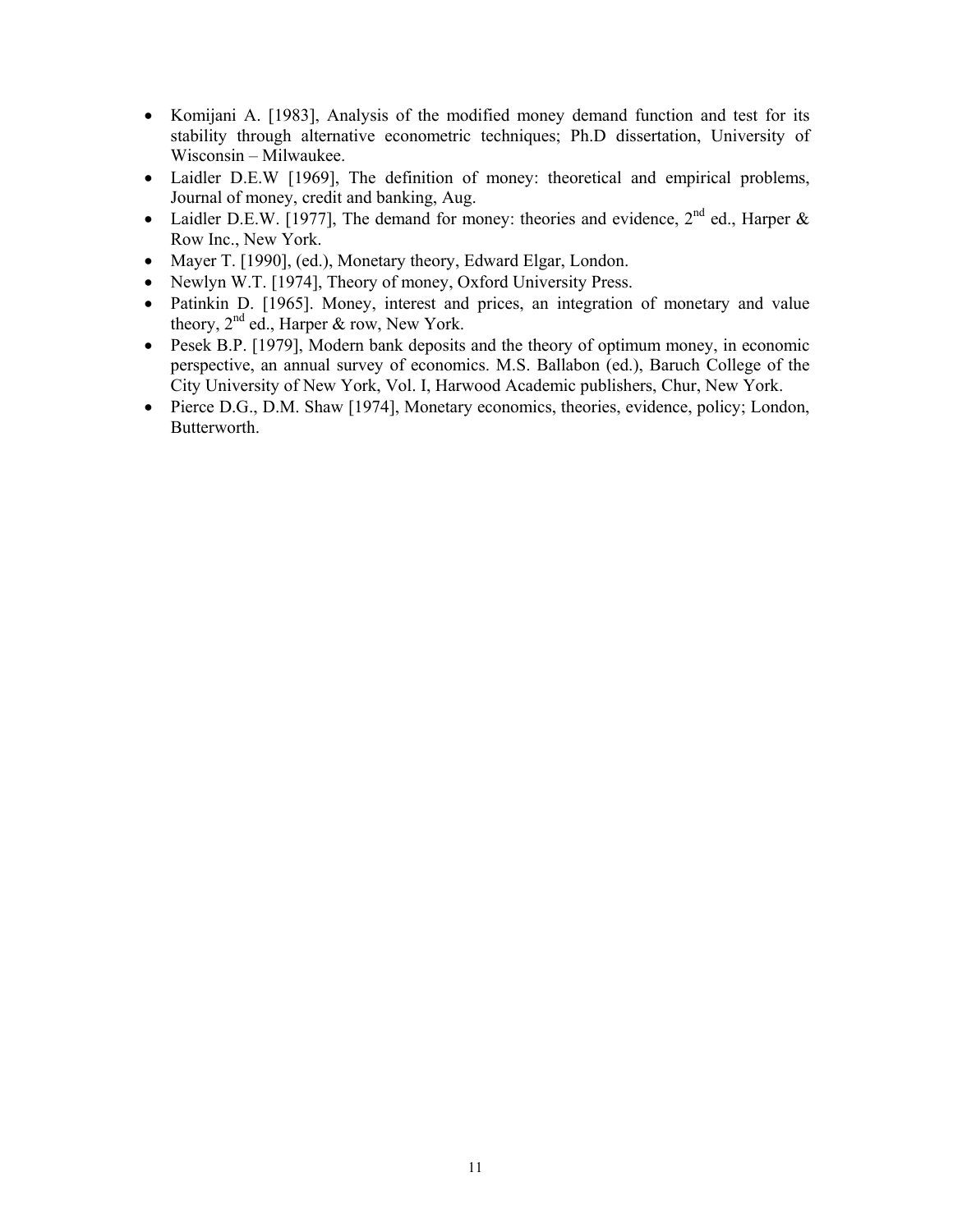- Komijani A. [1983], Analysis of the modified money demand function and test for its stability through alternative econometric techniques; Ph.D dissertation, University of Wisconsin – Milwaukee.
- Laidler D.E.W [1969], The definition of money: theoretical and empirical problems, Journal of money, credit and banking, Aug.
- Laidler D.E.W. [1977], The demand for money: theories and evidence, 2nd ed., Harper & Row Inc., New York.
- Mayer T. [1990], (ed.), Monetary theory, Edward Elgar, London.
- Newlyn W.T. [1974], Theory of money, Oxford University Press.
- Patinkin D. [1965]. Money, interest and prices, an integration of monetary and value theory, 2nd ed., Harper & row, New York.
- Pesek B.P. [1979], Modern bank deposits and the theory of optimum money, in economic perspective, an annual survey of economics. M.S. Ballabon (ed.), Baruch College of the City University of New York, Vol. I, Harwood Academic publishers, Chur, New York.
- Pierce D.G., D.M. Shaw [1974], Monetary economics, theories, evidence, policy; London, Butterworth.